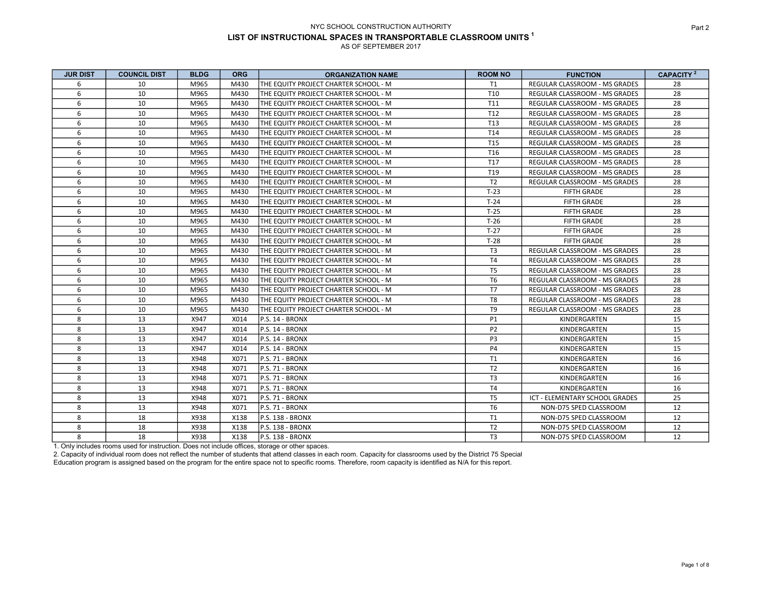NYC SCHOOL CONSTRUCTION AUTHORITY

Part 2

# LIST OF INSTRUCTIONAL SPACES IN TRANSPORTABLE CLASSROOM UNITS [1]

AS OF SEPTEMBER 2017

| JUR DIST | COUNCIL DIST | BLDG | ORG | ORGANIZATION NAME | ROOM NO | FUNCTION | CAPACITY [2] |
|---|---|---|---|---|---|---|---|
| 6 | 10 | M965 | M430 | THE EQUITY PROJECT CHARTER SCHOOL - M | T1 | REGULAR CLASSROOM - MS GRADES | 28 |
| 6 | 10 | M965 | M430 | THE EQUITY PROJECT CHARTER SCHOOL - M | T10 | REGULAR CLASSROOM - MS GRADES | 28 |
| 6 | 10 | M965 | M430 | THE EQUITY PROJECT CHARTER SCHOOL - M | T11 | REGULAR CLASSROOM - MS GRADES | 28 |
| 6 | 10 | M965 | M430 | THE EQUITY PROJECT CHARTER SCHOOL - M | T12 | REGULAR CLASSROOM - MS GRADES | 28 |
| 6 | 10 | M965 | M430 | THE EQUITY PROJECT CHARTER SCHOOL - M | T13 | REGULAR CLASSROOM - MS GRADES | 28 |
| 6 | 10 | M965 | M430 | THE EQUITY PROJECT CHARTER SCHOOL - M | T14 | REGULAR CLASSROOM - MS GRADES | 28 |
| 6 | 10 | M965 | M430 | THE EQUITY PROJECT CHARTER SCHOOL - M | T15 | REGULAR CLASSROOM - MS GRADES | 28 |
| 6 | 10 | M965 | M430 | THE EQUITY PROJECT CHARTER SCHOOL - M | T16 | REGULAR CLASSROOM - MS GRADES | 28 |
| 6 | 10 | M965 | M430 | THE EQUITY PROJECT CHARTER SCHOOL - M | T17 | REGULAR CLASSROOM - MS GRADES | 28 |
| 6 | 10 | M965 | M430 | THE EQUITY PROJECT CHARTER SCHOOL - M | T19 | REGULAR CLASSROOM - MS GRADES | 28 |
| 6 | 10 | M965 | M430 | THE EQUITY PROJECT CHARTER SCHOOL - M | T2 | REGULAR CLASSROOM - MS GRADES | 28 |
| 6 | 10 | M965 | M430 | THE EQUITY PROJECT CHARTER SCHOOL - M | T-23 | FIFTH GRADE | 28 |
| 6 | 10 | M965 | M430 | THE EQUITY PROJECT CHARTER SCHOOL - M | T-24 | FIFTH GRADE | 28 |
| 6 | 10 | M965 | M430 | THE EQUITY PROJECT CHARTER SCHOOL - M | T-25 | FIFTH GRADE | 28 |
| 6 | 10 | M965 | M430 | THE EQUITY PROJECT CHARTER SCHOOL - M | T-26 | FIFTH GRADE | 28 |
| 6 | 10 | M965 | M430 | THE EQUITY PROJECT CHARTER SCHOOL - M | T-27 | FIFTH GRADE | 28 |
| 6 | 10 | M965 | M430 | THE EQUITY PROJECT CHARTER SCHOOL - M | T-28 | FIFTH GRADE | 28 |
| 6 | 10 | M965 | M430 | THE EQUITY PROJECT CHARTER SCHOOL - M | T3 | REGULAR CLASSROOM - MS GRADES | 28 |
| 6 | 10 | M965 | M430 | THE EQUITY PROJECT CHARTER SCHOOL - M | T4 | REGULAR CLASSROOM - MS GRADES | 28 |
| 6 | 10 | M965 | M430 | THE EQUITY PROJECT CHARTER SCHOOL - M | T5 | REGULAR CLASSROOM - MS GRADES | 28 |
| 6 | 10 | M965 | M430 | THE EQUITY PROJECT CHARTER SCHOOL - M | T6 | REGULAR CLASSROOM - MS GRADES | 28 |
| 6 | 10 | M965 | M430 | THE EQUITY PROJECT CHARTER SCHOOL - M | T7 | REGULAR CLASSROOM - MS GRADES | 28 |
| 6 | 10 | M965 | M430 | THE EQUITY PROJECT CHARTER SCHOOL - M | T8 | REGULAR CLASSROOM - MS GRADES | 28 |
| 6 | 10 | M965 | M430 | THE EQUITY PROJECT CHARTER SCHOOL - M | T9 | REGULAR CLASSROOM - MS GRADES | 28 |
| 8 | 13 | X947 | X014 | P.S. 14 - BRONX | P1 | KINDERGARTEN | 15 |
| 8 | 13 | X947 | X014 | P.S. 14 - BRONX | P2 | KINDERGARTEN | 15 |
| 8 | 13 | X947 | X014 | P.S. 14 - BRONX | P3 | KINDERGARTEN | 15 |
| 8 | 13 | X947 | X014 | P.S. 14 - BRONX | P4 | KINDERGARTEN | 15 |
| 8 | 13 | X948 | X071 | P.S. 71 - BRONX | T1 | KINDERGARTEN | 16 |
| 8 | 13 | X948 | X071 | P.S. 71 - BRONX | T2 | KINDERGARTEN | 16 |
| 8 | 13 | X948 | X071 | P.S. 71 - BRONX | T3 | KINDERGARTEN | 16 |
| 8 | 13 | X948 | X071 | P.S. 71 - BRONX | T4 | KINDERGARTEN | 16 |
| 8 | 13 | X948 | X071 | P.S. 71 - BRONX | T5 | ICT - ELEMENTARY SCHOOL GRADES | 25 |
| 8 | 13 | X948 | X071 | P.S. 71 - BRONX | T6 | NON-D75 SPED CLASSROOM | 12 |
| 8 | 18 | X938 | X138 | P.S. 138 - BRONX | T1 | NON-D75 SPED CLASSROOM | 12 |
| 8 | 18 | X938 | X138 | P.S. 138 - BRONX | T2 | NON-D75 SPED CLASSROOM | 12 |
| 8 | 18 | X938 | X138 | P.S. 138 - BRONX | T3 | NON-D75 SPED CLASSROOM | 12 |

1. Only includes rooms used for instruction. Does not include offices, storage or other spaces.
2. Capacity of individual room does not reflect the number of students that attend classes in each room. Capacity for classrooms used by the District 75 Special Education program is assigned based on the program for the entire space not to specific rooms. Therefore, room capacity is identified as N/A for this report.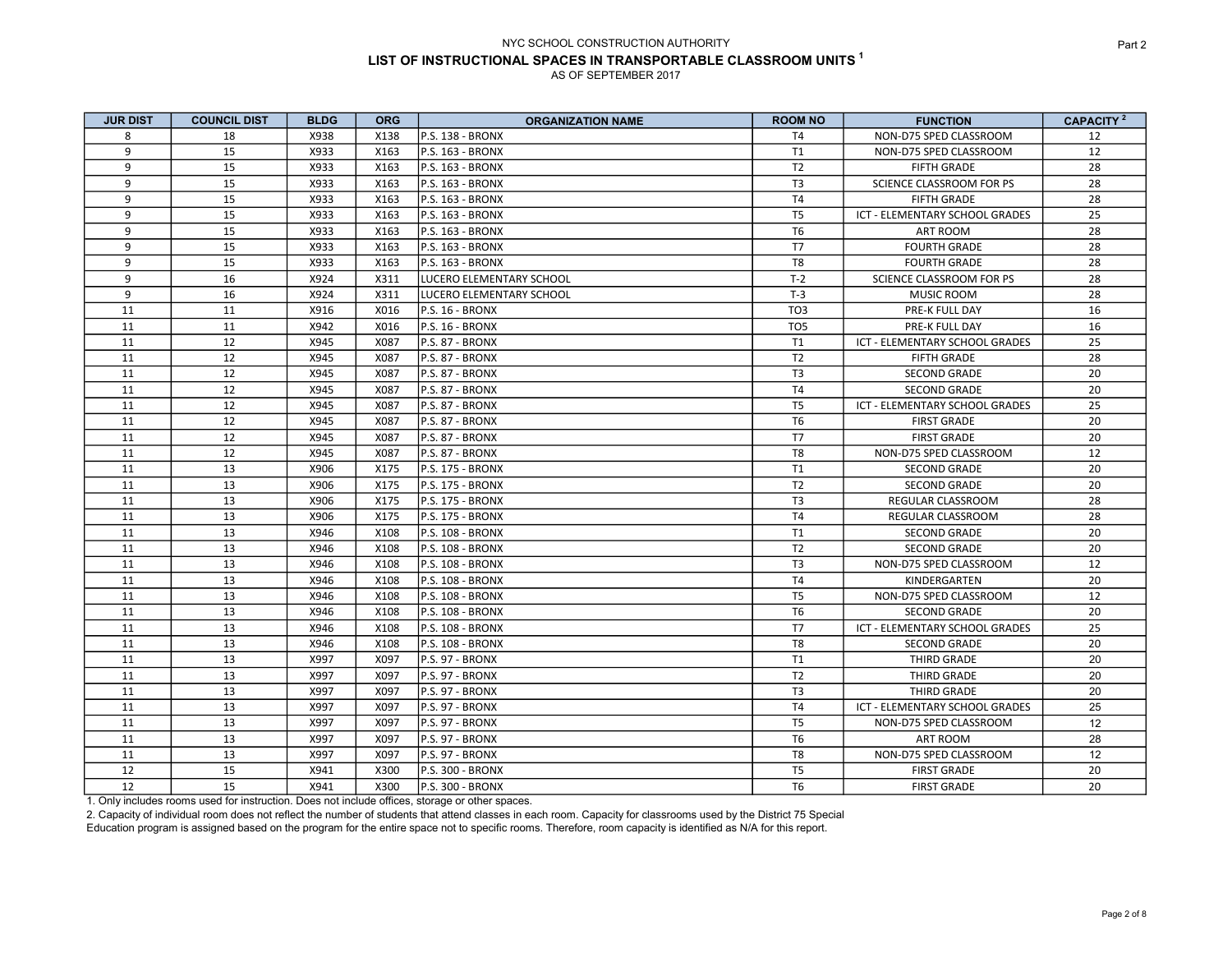NYC SCHOOL CONSTRUCTION AUTHORITY

Part 2

# LIST OF INSTRUCTIONAL SPACES IN TRANSPORTABLE CLASSROOM UNITS [1]

AS OF SEPTEMBER 2017

| JUR DIST | COUNCIL DIST | BLDG | ORG | ORGANIZATION NAME | ROOM NO | FUNCTION | CAPACITY [2] |
|---|---|---|---|---|---|---|---|
| 8 | 18 | X938 | X138 | P.S. 138 - BRONX | T4 | NON-D75 SPED CLASSROOM | 12 |
| 9 | 15 | X933 | X163 | P.S. 163 - BRONX | T1 | NON-D75 SPED CLASSROOM | 12 |
| 9 | 15 | X933 | X163 | P.S. 163 - BRONX | T2 | FIFTH GRADE | 28 |
| 9 | 15 | X933 | X163 | P.S. 163 - BRONX | T3 | SCIENCE CLASSROOM FOR PS | 28 |
| 9 | 15 | X933 | X163 | P.S. 163 - BRONX | T4 | FIFTH GRADE | 28 |
| 9 | 15 | X933 | X163 | P.S. 163 - BRONX | T5 | ICT - ELEMENTARY SCHOOL GRADES | 25 |
| 9 | 15 | X933 | X163 | P.S. 163 - BRONX | T6 | ART ROOM | 28 |
| 9 | 15 | X933 | X163 | P.S. 163 - BRONX | T7 | FOURTH GRADE | 28 |
| 9 | 15 | X933 | X163 | P.S. 163 - BRONX | T8 | FOURTH GRADE | 28 |
| 9 | 16 | X924 | X311 | LUCERO ELEMENTARY SCHOOL | T-2 | SCIENCE CLASSROOM FOR PS | 28 |
| 9 | 16 | X924 | X311 | LUCERO ELEMENTARY SCHOOL | T-3 | MUSIC ROOM | 28 |
| 11 | 11 | X916 | X016 | P.S. 16 - BRONX | TO3 | PRE-K FULL DAY | 16 |
| 11 | 11 | X942 | X016 | P.S. 16 - BRONX | TO5 | PRE-K FULL DAY | 16 |
| 11 | 12 | X945 | X087 | P.S. 87 - BRONX | T1 | ICT - ELEMENTARY SCHOOL GRADES | 25 |
| 11 | 12 | X945 | X087 | P.S. 87 - BRONX | T2 | FIFTH GRADE | 28 |
| 11 | 12 | X945 | X087 | P.S. 87 - BRONX | T3 | SECOND GRADE | 20 |
| 11 | 12 | X945 | X087 | P.S. 87 - BRONX | T4 | SECOND GRADE | 20 |
| 11 | 12 | X945 | X087 | P.S. 87 - BRONX | T5 | ICT - ELEMENTARY SCHOOL GRADES | 25 |
| 11 | 12 | X945 | X087 | P.S. 87 - BRONX | T6 | FIRST GRADE | 20 |
| 11 | 12 | X945 | X087 | P.S. 87 - BRONX | T7 | FIRST GRADE | 20 |
| 11 | 12 | X945 | X087 | P.S. 87 - BRONX | T8 | NON-D75 SPED CLASSROOM | 12 |
| 11 | 13 | X906 | X175 | P.S. 175 - BRONX | T1 | SECOND GRADE | 20 |
| 11 | 13 | X906 | X175 | P.S. 175 - BRONX | T2 | SECOND GRADE | 20 |
| 11 | 13 | X906 | X175 | P.S. 175 - BRONX | T3 | REGULAR CLASSROOM | 28 |
| 11 | 13 | X906 | X175 | P.S. 175 - BRONX | T4 | REGULAR CLASSROOM | 28 |
| 11 | 13 | X946 | X108 | P.S. 108 - BRONX | T1 | SECOND GRADE | 20 |
| 11 | 13 | X946 | X108 | P.S. 108 - BRONX | T2 | SECOND GRADE | 20 |
| 11 | 13 | X946 | X108 | P.S. 108 - BRONX | T3 | NON-D75 SPED CLASSROOM | 12 |
| 11 | 13 | X946 | X108 | P.S. 108 - BRONX | T4 | KINDERGARTEN | 20 |
| 11 | 13 | X946 | X108 | P.S. 108 - BRONX | T5 | NON-D75 SPED CLASSROOM | 12 |
| 11 | 13 | X946 | X108 | P.S. 108 - BRONX | T6 | SECOND GRADE | 20 |
| 11 | 13 | X946 | X108 | P.S. 108 - BRONX | T7 | ICT - ELEMENTARY SCHOOL GRADES | 25 |
| 11 | 13 | X946 | X108 | P.S. 108 - BRONX | T8 | SECOND GRADE | 20 |
| 11 | 13 | X997 | X097 | P.S. 97 - BRONX | T1 | THIRD GRADE | 20 |
| 11 | 13 | X997 | X097 | P.S. 97 - BRONX | T2 | THIRD GRADE | 20 |
| 11 | 13 | X997 | X097 | P.S. 97 - BRONX | T3 | THIRD GRADE | 20 |
| 11 | 13 | X997 | X097 | P.S. 97 - BRONX | T4 | ICT - ELEMENTARY SCHOOL GRADES | 25 |
| 11 | 13 | X997 | X097 | P.S. 97 - BRONX | T5 | NON-D75 SPED CLASSROOM | 12 |
| 11 | 13 | X997 | X097 | P.S. 97 - BRONX | T6 | ART ROOM | 28 |
| 11 | 13 | X997 | X097 | P.S. 97 - BRONX | T8 | NON-D75 SPED CLASSROOM | 12 |
| 12 | 15 | X941 | X300 | P.S. 300 - BRONX | T5 | FIRST GRADE | 20 |
| 12 | 15 | X941 | X300 | P.S. 300 - BRONX | T6 | FIRST GRADE | 20 |

1. Only includes rooms used for instruction. Does not include offices, storage or other spaces.

2. Capacity of individual room does not reflect the number of students that attend classes in each room. Capacity for classrooms used by the District 75 Special Education program is assigned based on the program for the entire space not to specific rooms. Therefore, room capacity is identified as N/A for this report.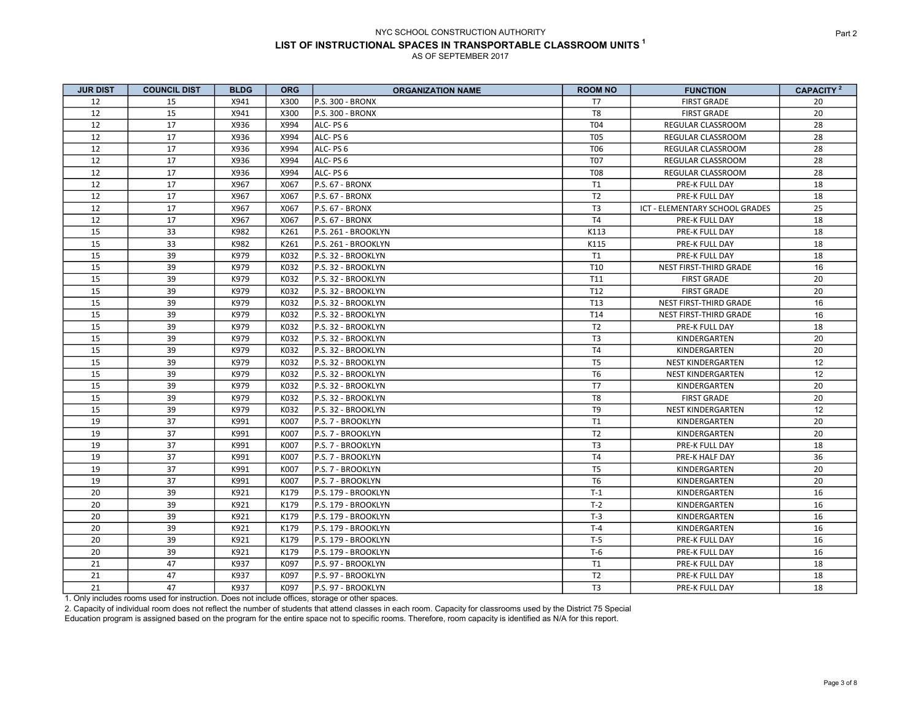NYC SCHOOL CONSTRUCTION AUTHORITY

# LIST OF INSTRUCTIONAL SPACES IN TRANSPORTABLE CLASSROOM UNITS [1]

AS OF SEPTEMBER 2017

| JUR DIST | COUNCIL DIST | BLDG | ORG | ORGANIZATION NAME | ROOM NO | FUNCTION | CAPACITY [2] |
|---|---|---|---|---|---|---|---|
| 12 | 15 | X941 | X300 | P.S. 300 - BRONX | T7 | FIRST GRADE | 20 |
| 12 | 15 | X941 | X300 | P.S. 300 - BRONX | T8 | FIRST GRADE | 20 |
| 12 | 17 | X936 | X994 | ALC- PS 6 | T04 | REGULAR CLASSROOM | 28 |
| 12 | 17 | X936 | X994 | ALC- PS 6 | T05 | REGULAR CLASSROOM | 28 |
| 12 | 17 | X936 | X994 | ALC- PS 6 | T06 | REGULAR CLASSROOM | 28 |
| 12 | 17 | X936 | X994 | ALC- PS 6 | T07 | REGULAR CLASSROOM | 28 |
| 12 | 17 | X936 | X994 | ALC- PS 6 | T08 | REGULAR CLASSROOM | 28 |
| 12 | 17 | X967 | X067 | P.S. 67 - BRONX | T1 | PRE-K FULL DAY | 18 |
| 12 | 17 | X967 | X067 | P.S. 67 - BRONX | T2 | PRE-K FULL DAY | 18 |
| 12 | 17 | X967 | X067 | P.S. 67 - BRONX | T3 | ICT - ELEMENTARY SCHOOL GRADES | 25 |
| 12 | 17 | X967 | X067 | P.S. 67 - BRONX | T4 | PRE-K FULL DAY | 18 |
| 15 | 33 | K982 | K261 | P.S. 261 - BROOKLYN | K113 | PRE-K FULL DAY | 18 |
| 15 | 33 | K982 | K261 | P.S. 261 - BROOKLYN | K115 | PRE-K FULL DAY | 18 |
| 15 | 39 | K979 | K032 | P.S. 32 - BROOKLYN | T1 | PRE-K FULL DAY | 18 |
| 15 | 39 | K979 | K032 | P.S. 32 - BROOKLYN | T10 | NEST FIRST-THIRD GRADE | 16 |
| 15 | 39 | K979 | K032 | P.S. 32 - BROOKLYN | T11 | FIRST GRADE | 20 |
| 15 | 39 | K979 | K032 | P.S. 32 - BROOKLYN | T12 | FIRST GRADE | 20 |
| 15 | 39 | K979 | K032 | P.S. 32 - BROOKLYN | T13 | NEST FIRST-THIRD GRADE | 16 |
| 15 | 39 | K979 | K032 | P.S. 32 - BROOKLYN | T14 | NEST FIRST-THIRD GRADE | 16 |
| 15 | 39 | K979 | K032 | P.S. 32 - BROOKLYN | T2 | PRE-K FULL DAY | 18 |
| 15 | 39 | K979 | K032 | P.S. 32 - BROOKLYN | T3 | KINDERGARTEN | 20 |
| 15 | 39 | K979 | K032 | P.S. 32 - BROOKLYN | T4 | KINDERGARTEN | 20 |
| 15 | 39 | K979 | K032 | P.S. 32 - BROOKLYN | T5 | NEST KINDERGARTEN | 12 |
| 15 | 39 | K979 | K032 | P.S. 32 - BROOKLYN | T6 | NEST KINDERGARTEN | 12 |
| 15 | 39 | K979 | K032 | P.S. 32 - BROOKLYN | T7 | KINDERGARTEN | 20 |
| 15 | 39 | K979 | K032 | P.S. 32 - BROOKLYN | T8 | FIRST GRADE | 20 |
| 15 | 39 | K979 | K032 | P.S. 32 - BROOKLYN | T9 | NEST KINDERGARTEN | 12 |
| 19 | 37 | K991 | K007 | P.S. 7 - BROOKLYN | T1 | KINDERGARTEN | 20 |
| 19 | 37 | K991 | K007 | P.S. 7 - BROOKLYN | T2 | KINDERGARTEN | 20 |
| 19 | 37 | K991 | K007 | P.S. 7 - BROOKLYN | T3 | PRE-K FULL DAY | 18 |
| 19 | 37 | K991 | K007 | P.S. 7 - BROOKLYN | T4 | PRE-K HALF DAY | 36 |
| 19 | 37 | K991 | K007 | P.S. 7 - BROOKLYN | T5 | KINDERGARTEN | 20 |
| 19 | 37 | K991 | K007 | P.S. 7 - BROOKLYN | T6 | KINDERGARTEN | 20 |
| 20 | 39 | K921 | K179 | P.S. 179 - BROOKLYN | T-1 | KINDERGARTEN | 16 |
| 20 | 39 | K921 | K179 | P.S. 179 - BROOKLYN | T-2 | KINDERGARTEN | 16 |
| 20 | 39 | K921 | K179 | P.S. 179 - BROOKLYN | T-3 | KINDERGARTEN | 16 |
| 20 | 39 | K921 | K179 | P.S. 179 - BROOKLYN | T-4 | KINDERGARTEN | 16 |
| 20 | 39 | K921 | K179 | P.S. 179 - BROOKLYN | T-5 | PRE-K FULL DAY | 16 |
| 20 | 39 | K921 | K179 | P.S. 179 - BROOKLYN | T-6 | PRE-K FULL DAY | 16 |
| 21 | 47 | K937 | K097 | P.S. 97 - BROOKLYN | T1 | PRE-K FULL DAY | 18 |
| 21 | 47 | K937 | K097 | P.S. 97 - BROOKLYN | T2 | PRE-K FULL DAY | 18 |
| 21 | 47 | K937 | K097 | P.S. 97 - BROOKLYN | T3 | PRE-K FULL DAY | 18 |

1. Only includes rooms used for instruction. Does not include offices, storage or other spaces.

2. Capacity of individual room does not reflect the number of students that attend classes in each room. Capacity for classrooms used by the District 75 Special Education program is assigned based on the program for the entire space not to specific rooms. Therefore, room capacity is identified as N/A for this report.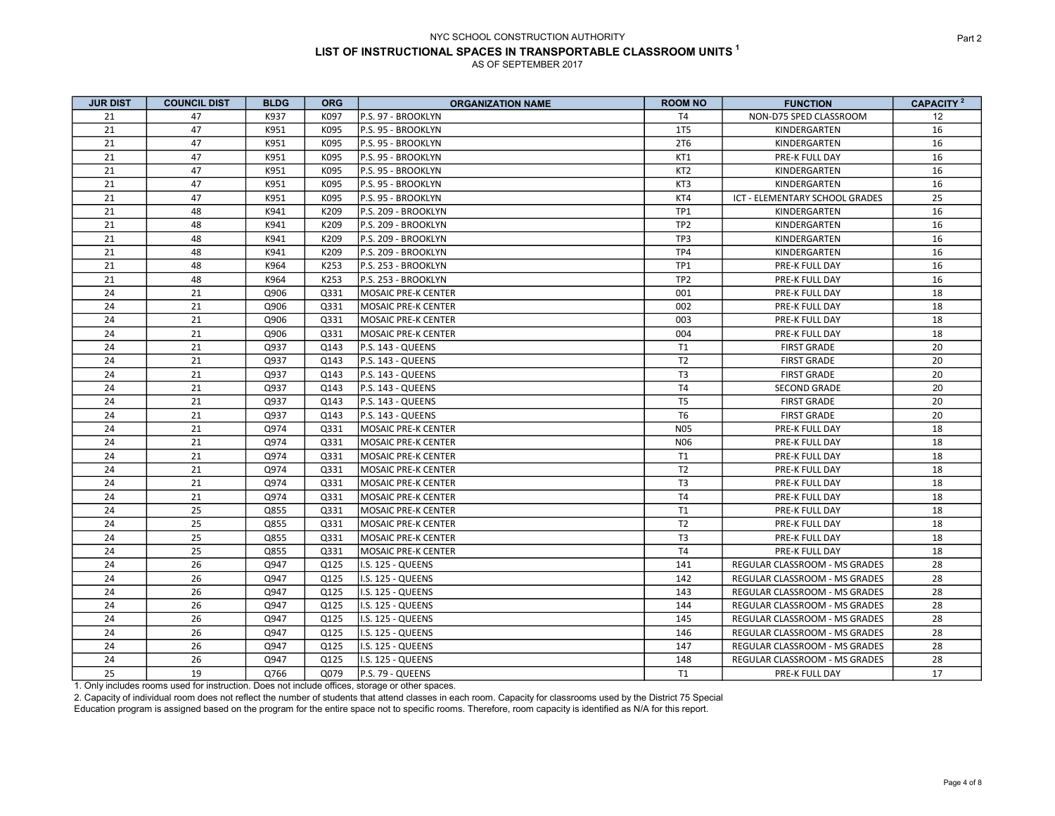NYC SCHOOL CONSTRUCTION AUTHORITY

**LIST OF INSTRUCTIONAL SPACES IN TRANSPORTABLE CLASSROOM UNITS [1]**

AS OF SEPTEMBER 2017

| JUR DIST | COUNCIL DIST | BLDG | ORG | ORGANIZATION NAME | ROOM NO | FUNCTION | CAPACITY [2] |
|---|---|---|---|---|---|---|---|
| 21 | 47 | K937 | K097 | P.S. 97 - BROOKLYN | T4 | NON-D75 SPED CLASSROOM | 12 |
| 21 | 47 | K951 | K095 | P.S. 95 - BROOKLYN | 1T5 | KINDERGARTEN | 16 |
| 21 | 47 | K951 | K095 | P.S. 95 - BROOKLYN | 2T6 | KINDERGARTEN | 16 |
| 21 | 47 | K951 | K095 | P.S. 95 - BROOKLYN | KT1 | PRE-K FULL DAY | 16 |
| 21 | 47 | K951 | K095 | P.S. 95 - BROOKLYN | KT2 | KINDERGARTEN | 16 |
| 21 | 47 | K951 | K095 | P.S. 95 - BROOKLYN | KT3 | KINDERGARTEN | 16 |
| 21 | 47 | K951 | K095 | P.S. 95 - BROOKLYN | KT4 | ICT - ELEMENTARY SCHOOL GRADES | 25 |
| 21 | 48 | K941 | K209 | P.S. 209 - BROOKLYN | TP1 | KINDERGARTEN | 16 |
| 21 | 48 | K941 | K209 | P.S. 209 - BROOKLYN | TP2 | KINDERGARTEN | 16 |
| 21 | 48 | K941 | K209 | P.S. 209 - BROOKLYN | TP3 | KINDERGARTEN | 16 |
| 21 | 48 | K941 | K209 | P.S. 209 - BROOKLYN | TP4 | KINDERGARTEN | 16 |
| 21 | 48 | K964 | K253 | P.S. 253 - BROOKLYN | TP1 | PRE-K FULL DAY | 16 |
| 21 | 48 | K964 | K253 | P.S. 253 - BROOKLYN | TP2 | PRE-K FULL DAY | 16 |
| 24 | 21 | Q906 | Q331 | MOSAIC PRE-K CENTER | 001 | PRE-K FULL DAY | 18 |
| 24 | 21 | Q906 | Q331 | MOSAIC PRE-K CENTER | 002 | PRE-K FULL DAY | 18 |
| 24 | 21 | Q906 | Q331 | MOSAIC PRE-K CENTER | 003 | PRE-K FULL DAY | 18 |
| 24 | 21 | Q906 | Q331 | MOSAIC PRE-K CENTER | 004 | PRE-K FULL DAY | 18 |
| 24 | 21 | Q937 | Q143 | P.S. 143 - QUEENS | T1 | FIRST GRADE | 20 |
| 24 | 21 | Q937 | Q143 | P.S. 143 - QUEENS | T2 | FIRST GRADE | 20 |
| 24 | 21 | Q937 | Q143 | P.S. 143 - QUEENS | T3 | FIRST GRADE | 20 |
| 24 | 21 | Q937 | Q143 | P.S. 143 - QUEENS | T4 | SECOND GRADE | 20 |
| 24 | 21 | Q937 | Q143 | P.S. 143 - QUEENS | T5 | FIRST GRADE | 20 |
| 24 | 21 | Q937 | Q143 | P.S. 143 - QUEENS | T6 | FIRST GRADE | 20 |
| 24 | 21 | Q974 | Q331 | MOSAIC PRE-K CENTER | N05 | PRE-K FULL DAY | 18 |
| 24 | 21 | Q974 | Q331 | MOSAIC PRE-K CENTER | N06 | PRE-K FULL DAY | 18 |
| 24 | 21 | Q974 | Q331 | MOSAIC PRE-K CENTER | T1 | PRE-K FULL DAY | 18 |
| 24 | 21 | Q974 | Q331 | MOSAIC PRE-K CENTER | T2 | PRE-K FULL DAY | 18 |
| 24 | 21 | Q974 | Q331 | MOSAIC PRE-K CENTER | T3 | PRE-K FULL DAY | 18 |
| 24 | 21 | Q974 | Q331 | MOSAIC PRE-K CENTER | T4 | PRE-K FULL DAY | 18 |
| 24 | 25 | Q855 | Q331 | MOSAIC PRE-K CENTER | T1 | PRE-K FULL DAY | 18 |
| 24 | 25 | Q855 | Q331 | MOSAIC PRE-K CENTER | T2 | PRE-K FULL DAY | 18 |
| 24 | 25 | Q855 | Q331 | MOSAIC PRE-K CENTER | T3 | PRE-K FULL DAY | 18 |
| 24 | 25 | Q855 | Q331 | MOSAIC PRE-K CENTER | T4 | PRE-K FULL DAY | 18 |
| 24 | 26 | Q947 | Q125 | I.S. 125 - QUEENS | 141 | REGULAR CLASSROOM - MS GRADES | 28 |
| 24 | 26 | Q947 | Q125 | I.S. 125 - QUEENS | 142 | REGULAR CLASSROOM - MS GRADES | 28 |
| 24 | 26 | Q947 | Q125 | I.S. 125 - QUEENS | 143 | REGULAR CLASSROOM - MS GRADES | 28 |
| 24 | 26 | Q947 | Q125 | I.S. 125 - QUEENS | 144 | REGULAR CLASSROOM - MS GRADES | 28 |
| 24 | 26 | Q947 | Q125 | I.S. 125 - QUEENS | 145 | REGULAR CLASSROOM - MS GRADES | 28 |
| 24 | 26 | Q947 | Q125 | I.S. 125 - QUEENS | 146 | REGULAR CLASSROOM - MS GRADES | 28 |
| 24 | 26 | Q947 | Q125 | I.S. 125 - QUEENS | 147 | REGULAR CLASSROOM - MS GRADES | 28 |
| 24 | 26 | Q947 | Q125 | I.S. 125 - QUEENS | 148 | REGULAR CLASSROOM - MS GRADES | 28 |
| 25 | 19 | Q766 | Q079 | P.S. 79 - QUEENS | T1 | PRE-K FULL DAY | 17 |

1. Only includes rooms used for instruction. Does not include offices, storage or other spaces.

2. Capacity of individual room does not reflect the number of students that attend classes in each room. Capacity for classrooms used by the District 75 Special Education program is assigned based on the program for the entire space not to specific rooms. Therefore, room capacity is identified as N/A for this report.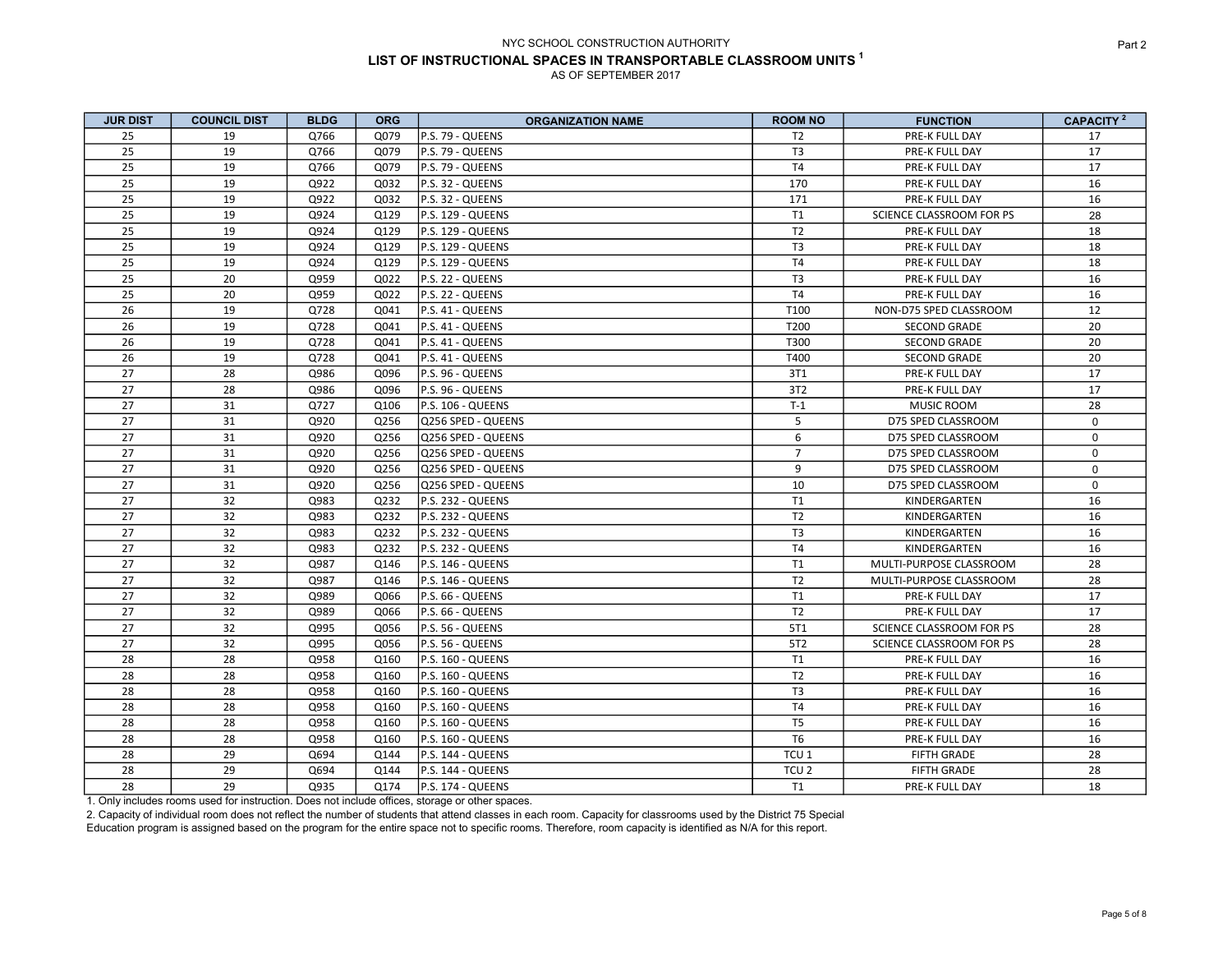NYC SCHOOL CONSTRUCTION AUTHORITY

# LIST OF INSTRUCTIONAL SPACES IN TRANSPORTABLE CLASSROOM UNITS [1]

AS OF SEPTEMBER 2017

Part 2

| JUR DIST | COUNCIL DIST | BLDG | ORG | ORGANIZATION NAME | ROOM NO | FUNCTION | CAPACITY [2] |
|---|---|---|---|---|---|---|---|
| 25 | 19 | Q766 | Q079 | P.S. 79 - QUEENS | T2 | PRE-K FULL DAY | 17 |
| 25 | 19 | Q766 | Q079 | P.S. 79 - QUEENS | T3 | PRE-K FULL DAY | 17 |
| 25 | 19 | Q766 | Q079 | P.S. 79 - QUEENS | T4 | PRE-K FULL DAY | 17 |
| 25 | 19 | Q922 | Q032 | P.S. 32 - QUEENS | 170 | PRE-K FULL DAY | 16 |
| 25 | 19 | Q922 | Q032 | P.S. 32 - QUEENS | 171 | PRE-K FULL DAY | 16 |
| 25 | 19 | Q924 | Q129 | P.S. 129 - QUEENS | T1 | SCIENCE CLASSROOM FOR PS | 28 |
| 25 | 19 | Q924 | Q129 | P.S. 129 - QUEENS | T2 | PRE-K FULL DAY | 18 |
| 25 | 19 | Q924 | Q129 | P.S. 129 - QUEENS | T3 | PRE-K FULL DAY | 18 |
| 25 | 19 | Q924 | Q129 | P.S. 129 - QUEENS | T4 | PRE-K FULL DAY | 18 |
| 25 | 20 | Q959 | Q022 | P.S. 22 - QUEENS | T3 | PRE-K FULL DAY | 16 |
| 25 | 20 | Q959 | Q022 | P.S. 22 - QUEENS | T4 | PRE-K FULL DAY | 16 |
| 26 | 19 | Q728 | Q041 | P.S. 41 - QUEENS | T100 | NON-D75 SPED CLASSROOM | 12 |
| 26 | 19 | Q728 | Q041 | P.S. 41 - QUEENS | T200 | SECOND GRADE | 20 |
| 26 | 19 | Q728 | Q041 | P.S. 41 - QUEENS | T300 | SECOND GRADE | 20 |
| 26 | 19 | Q728 | Q041 | P.S. 41 - QUEENS | T400 | SECOND GRADE | 20 |
| 27 | 28 | Q986 | Q096 | P.S. 96 - QUEENS | 3T1 | PRE-K FULL DAY | 17 |
| 27 | 28 | Q986 | Q096 | P.S. 96 - QUEENS | 3T2 | PRE-K FULL DAY | 17 |
| 27 | 31 | Q727 | Q106 | P.S. 106 - QUEENS | T-1 | MUSIC ROOM | 28 |
| 27 | 31 | Q920 | Q256 | Q256 SPED - QUEENS | 5 | D75 SPED CLASSROOM | 0 |
| 27 | 31 | Q920 | Q256 | Q256 SPED - QUEENS | 6 | D75 SPED CLASSROOM | 0 |
| 27 | 31 | Q920 | Q256 | Q256 SPED - QUEENS | 7 | D75 SPED CLASSROOM | 0 |
| 27 | 31 | Q920 | Q256 | Q256 SPED - QUEENS | 9 | D75 SPED CLASSROOM | 0 |
| 27 | 31 | Q920 | Q256 | Q256 SPED - QUEENS | 10 | D75 SPED CLASSROOM | 0 |
| 27 | 32 | Q983 | Q232 | P.S. 232 - QUEENS | T1 | KINDERGARTEN | 16 |
| 27 | 32 | Q983 | Q232 | P.S. 232 - QUEENS | T2 | KINDERGARTEN | 16 |
| 27 | 32 | Q983 | Q232 | P.S. 232 - QUEENS | T3 | KINDERGARTEN | 16 |
| 27 | 32 | Q983 | Q232 | P.S. 232 - QUEENS | T4 | KINDERGARTEN | 16 |
| 27 | 32 | Q987 | Q146 | P.S. 146 - QUEENS | T1 | MULTI-PURPOSE CLASSROOM | 28 |
| 27 | 32 | Q987 | Q146 | P.S. 146 - QUEENS | T2 | MULTI-PURPOSE CLASSROOM | 28 |
| 27 | 32 | Q989 | Q066 | P.S. 66 - QUEENS | T1 | PRE-K FULL DAY | 17 |
| 27 | 32 | Q989 | Q066 | P.S. 66 - QUEENS | T2 | PRE-K FULL DAY | 17 |
| 27 | 32 | Q995 | Q056 | P.S. 56 - QUEENS | 5T1 | SCIENCE CLASSROOM FOR PS | 28 |
| 27 | 32 | Q995 | Q056 | P.S. 56 - QUEENS | 5T2 | SCIENCE CLASSROOM FOR PS | 28 |
| 28 | 28 | Q958 | Q160 | P.S. 160 - QUEENS | T1 | PRE-K FULL DAY | 16 |
| 28 | 28 | Q958 | Q160 | P.S. 160 - QUEENS | T2 | PRE-K FULL DAY | 16 |
| 28 | 28 | Q958 | Q160 | P.S. 160 - QUEENS | T3 | PRE-K FULL DAY | 16 |
| 28 | 28 | Q958 | Q160 | P.S. 160 - QUEENS | T4 | PRE-K FULL DAY | 16 |
| 28 | 28 | Q958 | Q160 | P.S. 160 - QUEENS | T5 | PRE-K FULL DAY | 16 |
| 28 | 28 | Q958 | Q160 | P.S. 160 - QUEENS | T6 | PRE-K FULL DAY | 16 |
| 28 | 29 | Q694 | Q144 | P.S. 144 - QUEENS | TCU 1 | FIFTH GRADE | 28 |
| 28 | 29 | Q694 | Q144 | P.S. 144 - QUEENS | TCU 2 | FIFTH GRADE | 28 |
| 28 | 29 | Q935 | Q174 | P.S. 174 - QUEENS | T1 | PRE-K FULL DAY | 18 |

1. Only includes rooms used for instruction. Does not include offices, storage or other spaces.

2. Capacity of individual room does not reflect the number of students that attend classes in each room. Capacity for classrooms used by the District 75 Special Education program is assigned based on the program for the entire space not to specific rooms. Therefore, room capacity is identified as N/A for this report.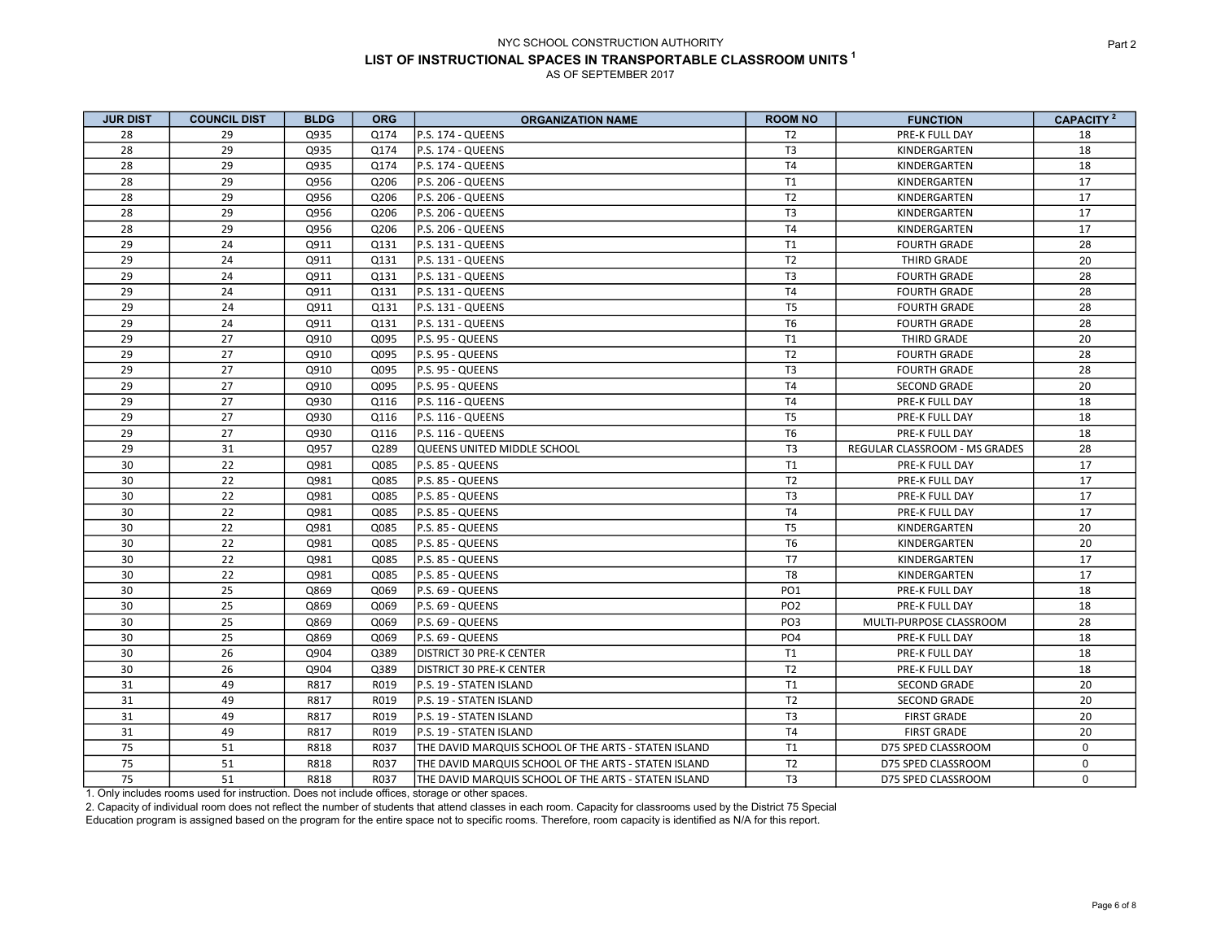NYC SCHOOL CONSTRUCTION AUTHORITY

Part 2

# LIST OF INSTRUCTIONAL SPACES IN TRANSPORTABLE CLASSROOM UNITS [1]

AS OF SEPTEMBER 2017

| JUR DIST | COUNCIL DIST | BLDG | ORG | ORGANIZATION NAME | ROOM NO | FUNCTION | CAPACITY [2] |
|---|---|---|---|---|---|---|---|
| 28 | 29 | Q935 | Q174 | P.S. 174 - QUEENS | T2 | PRE-K FULL DAY | 18 |
| 28 | 29 | Q935 | Q174 | P.S. 174 - QUEENS | T3 | KINDERGARTEN | 18 |
| 28 | 29 | Q935 | Q174 | P.S. 174 - QUEENS | T4 | KINDERGARTEN | 18 |
| 28 | 29 | Q956 | Q206 | P.S. 206 - QUEENS | T1 | KINDERGARTEN | 17 |
| 28 | 29 | Q956 | Q206 | P.S. 206 - QUEENS | T2 | KINDERGARTEN | 17 |
| 28 | 29 | Q956 | Q206 | P.S. 206 - QUEENS | T3 | KINDERGARTEN | 17 |
| 28 | 29 | Q956 | Q206 | P.S. 206 - QUEENS | T4 | KINDERGARTEN | 17 |
| 29 | 24 | Q911 | Q131 | P.S. 131 - QUEENS | T1 | FOURTH GRADE | 28 |
| 29 | 24 | Q911 | Q131 | P.S. 131 - QUEENS | T2 | THIRD GRADE | 20 |
| 29 | 24 | Q911 | Q131 | P.S. 131 - QUEENS | T3 | FOURTH GRADE | 28 |
| 29 | 24 | Q911 | Q131 | P.S. 131 - QUEENS | T4 | FOURTH GRADE | 28 |
| 29 | 24 | Q911 | Q131 | P.S. 131 - QUEENS | T5 | FOURTH GRADE | 28 |
| 29 | 24 | Q911 | Q131 | P.S. 131 - QUEENS | T6 | FOURTH GRADE | 28 |
| 29 | 27 | Q910 | Q095 | P.S. 95 - QUEENS | T1 | THIRD GRADE | 20 |
| 29 | 27 | Q910 | Q095 | P.S. 95 - QUEENS | T2 | FOURTH GRADE | 28 |
| 29 | 27 | Q910 | Q095 | P.S. 95 - QUEENS | T3 | FOURTH GRADE | 28 |
| 29 | 27 | Q910 | Q095 | P.S. 95 - QUEENS | T4 | SECOND GRADE | 20 |
| 29 | 27 | Q930 | Q116 | P.S. 116 - QUEENS | T4 | PRE-K FULL DAY | 18 |
| 29 | 27 | Q930 | Q116 | P.S. 116 - QUEENS | T5 | PRE-K FULL DAY | 18 |
| 29 | 27 | Q930 | Q116 | P.S. 116 - QUEENS | T6 | PRE-K FULL DAY | 18 |
| 29 | 31 | Q957 | Q289 | QUEENS UNITED MIDDLE SCHOOL | T3 | REGULAR CLASSROOM - MS GRADES | 28 |
| 30 | 22 | Q981 | Q085 | P.S. 85 - QUEENS | T1 | PRE-K FULL DAY | 17 |
| 30 | 22 | Q981 | Q085 | P.S. 85 - QUEENS | T2 | PRE-K FULL DAY | 17 |
| 30 | 22 | Q981 | Q085 | P.S. 85 - QUEENS | T3 | PRE-K FULL DAY | 17 |
| 30 | 22 | Q981 | Q085 | P.S. 85 - QUEENS | T4 | PRE-K FULL DAY | 17 |
| 30 | 22 | Q981 | Q085 | P.S. 85 - QUEENS | T5 | KINDERGARTEN | 20 |
| 30 | 22 | Q981 | Q085 | P.S. 85 - QUEENS | T6 | KINDERGARTEN | 20 |
| 30 | 22 | Q981 | Q085 | P.S. 85 - QUEENS | T7 | KINDERGARTEN | 17 |
| 30 | 22 | Q981 | Q085 | P.S. 85 - QUEENS | T8 | KINDERGARTEN | 17 |
| 30 | 25 | Q869 | Q069 | P.S. 69 - QUEENS | PO1 | PRE-K FULL DAY | 18 |
| 30 | 25 | Q869 | Q069 | P.S. 69 - QUEENS | PO2 | PRE-K FULL DAY | 18 |
| 30 | 25 | Q869 | Q069 | P.S. 69 - QUEENS | PO3 | MULTI-PURPOSE CLASSROOM | 28 |
| 30 | 25 | Q869 | Q069 | P.S. 69 - QUEENS | PO4 | PRE-K FULL DAY | 18 |
| 30 | 26 | Q904 | Q389 | DISTRICT 30 PRE-K CENTER | T1 | PRE-K FULL DAY | 18 |
| 30 | 26 | Q904 | Q389 | DISTRICT 30 PRE-K CENTER | T2 | PRE-K FULL DAY | 18 |
| 31 | 49 | R817 | R019 | P.S. 19 - STATEN ISLAND | T1 | SECOND GRADE | 20 |
| 31 | 49 | R817 | R019 | P.S. 19 - STATEN ISLAND | T2 | SECOND GRADE | 20 |
| 31 | 49 | R817 | R019 | P.S. 19 - STATEN ISLAND | T3 | FIRST GRADE | 20 |
| 31 | 49 | R817 | R019 | P.S. 19 - STATEN ISLAND | T4 | FIRST GRADE | 20 |
| 75 | 51 | R818 | R037 | THE DAVID MARQUIS SCHOOL OF THE ARTS - STATEN ISLAND | T1 | D75 SPED CLASSROOM | 0 |
| 75 | 51 | R818 | R037 | THE DAVID MARQUIS SCHOOL OF THE ARTS - STATEN ISLAND | T2 | D75 SPED CLASSROOM | 0 |
| 75 | 51 | R818 | R037 | THE DAVID MARQUIS SCHOOL OF THE ARTS - STATEN ISLAND | T3 | D75 SPED CLASSROOM | 0 |

1. Only includes rooms used for instruction. Does not include offices, storage or other spaces.

2. Capacity of individual room does not reflect the number of students that attend classes in each room. Capacity for classrooms used by the District 75 Special Education program is assigned based on the program for the entire space not to specific rooms. Therefore, room capacity is identified as N/A for this report.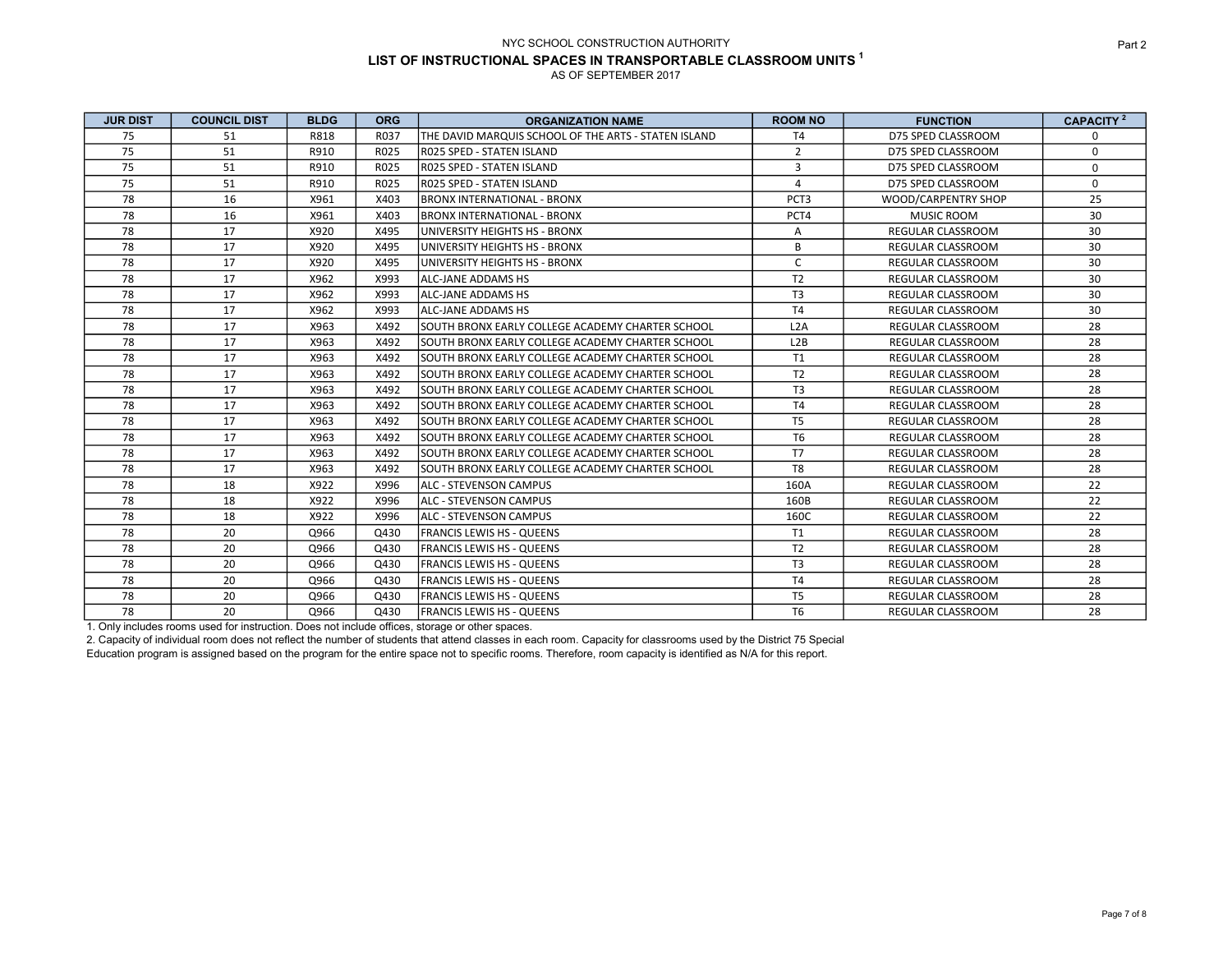NYC SCHOOL CONSTRUCTION AUTHORITY

**LIST OF INSTRUCTIONAL SPACES IN TRANSPORTABLE CLASSROOM UNITS [1]**

AS OF SEPTEMBER 2017

Part 2

| JUR DIST | COUNCIL DIST | BLDG | ORG | ORGANIZATION NAME | ROOM NO | FUNCTION | CAPACITY [2] |
|---|---|---|---|---|---|---|---|
| 75 | 51 | R818 | R037 | THE DAVID MARQUIS SCHOOL OF THE ARTS - STATEN ISLAND | T4 | D75 SPED CLASSROOM | 0 |
| 75 | 51 | R910 | R025 | R025 SPED - STATEN ISLAND | 2 | D75 SPED CLASSROOM | 0 |
| 75 | 51 | R910 | R025 | R025 SPED - STATEN ISLAND | 3 | D75 SPED CLASSROOM | 0 |
| 75 | 51 | R910 | R025 | R025 SPED - STATEN ISLAND | 4 | D75 SPED CLASSROOM | 0 |
| 78 | 16 | X961 | X403 | BRONX INTERNATIONAL - BRONX | PCT3 | WOOD/CARPENTRY SHOP | 25 |
| 78 | 16 | X961 | X403 | BRONX INTERNATIONAL - BRONX | PCT4 | MUSIC ROOM | 30 |
| 78 | 17 | X920 | X495 | UNIVERSITY HEIGHTS HS - BRONX | A | REGULAR CLASSROOM | 30 |
| 78 | 17 | X920 | X495 | UNIVERSITY HEIGHTS HS - BRONX | B | REGULAR CLASSROOM | 30 |
| 78 | 17 | X920 | X495 | UNIVERSITY HEIGHTS HS - BRONX | C | REGULAR CLASSROOM | 30 |
| 78 | 17 | X962 | X993 | ALC-JANE ADDAMS HS | T2 | REGULAR CLASSROOM | 30 |
| 78 | 17 | X962 | X993 | ALC-JANE ADDAMS HS | T3 | REGULAR CLASSROOM | 30 |
| 78 | 17 | X962 | X993 | ALC-JANE ADDAMS HS | T4 | REGULAR CLASSROOM | 30 |
| 78 | 17 | X963 | X492 | SOUTH BRONX EARLY COLLEGE ACADEMY CHARTER SCHOOL | L2A | REGULAR CLASSROOM | 28 |
| 78 | 17 | X963 | X492 | SOUTH BRONX EARLY COLLEGE ACADEMY CHARTER SCHOOL | L2B | REGULAR CLASSROOM | 28 |
| 78 | 17 | X963 | X492 | SOUTH BRONX EARLY COLLEGE ACADEMY CHARTER SCHOOL | T1 | REGULAR CLASSROOM | 28 |
| 78 | 17 | X963 | X492 | SOUTH BRONX EARLY COLLEGE ACADEMY CHARTER SCHOOL | T2 | REGULAR CLASSROOM | 28 |
| 78 | 17 | X963 | X492 | SOUTH BRONX EARLY COLLEGE ACADEMY CHARTER SCHOOL | T3 | REGULAR CLASSROOM | 28 |
| 78 | 17 | X963 | X492 | SOUTH BRONX EARLY COLLEGE ACADEMY CHARTER SCHOOL | T4 | REGULAR CLASSROOM | 28 |
| 78 | 17 | X963 | X492 | SOUTH BRONX EARLY COLLEGE ACADEMY CHARTER SCHOOL | T5 | REGULAR CLASSROOM | 28 |
| 78 | 17 | X963 | X492 | SOUTH BRONX EARLY COLLEGE ACADEMY CHARTER SCHOOL | T6 | REGULAR CLASSROOM | 28 |
| 78 | 17 | X963 | X492 | SOUTH BRONX EARLY COLLEGE ACADEMY CHARTER SCHOOL | T7 | REGULAR CLASSROOM | 28 |
| 78 | 17 | X963 | X492 | SOUTH BRONX EARLY COLLEGE ACADEMY CHARTER SCHOOL | T8 | REGULAR CLASSROOM | 28 |
| 78 | 18 | X922 | X996 | ALC - STEVENSON CAMPUS | 160A | REGULAR CLASSROOM | 22 |
| 78 | 18 | X922 | X996 | ALC - STEVENSON CAMPUS | 160B | REGULAR CLASSROOM | 22 |
| 78 | 18 | X922 | X996 | ALC - STEVENSON CAMPUS | 160C | REGULAR CLASSROOM | 22 |
| 78 | 20 | Q966 | Q430 | FRANCIS LEWIS HS - QUEENS | T1 | REGULAR CLASSROOM | 28 |
| 78 | 20 | Q966 | Q430 | FRANCIS LEWIS HS - QUEENS | T2 | REGULAR CLASSROOM | 28 |
| 78 | 20 | Q966 | Q430 | FRANCIS LEWIS HS - QUEENS | T3 | REGULAR CLASSROOM | 28 |
| 78 | 20 | Q966 | Q430 | FRANCIS LEWIS HS - QUEENS | T4 | REGULAR CLASSROOM | 28 |
| 78 | 20 | Q966 | Q430 | FRANCIS LEWIS HS - QUEENS | T5 | REGULAR CLASSROOM | 28 |
| 78 | 20 | Q966 | Q430 | FRANCIS LEWIS HS - QUEENS | T6 | REGULAR CLASSROOM | 28 |

1. Only includes rooms used for instruction. Does not include offices, storage or other spaces.
2. Capacity of individual room does not reflect the number of students that attend classes in each room. Capacity for classrooms used by the District 75 Special Education program is assigned based on the program for the entire space not to specific rooms. Therefore, room capacity is identified as N/A for this report.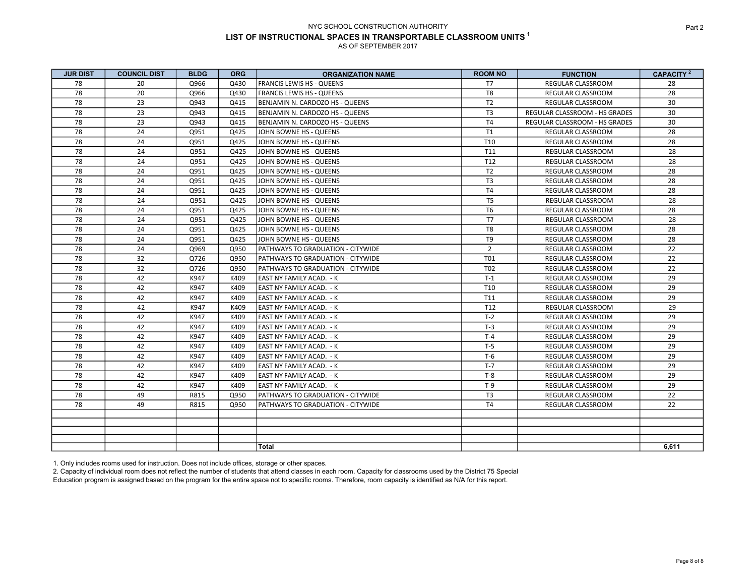NYC SCHOOL CONSTRUCTION AUTHORITY

**LIST OF INSTRUCTIONAL SPACES IN TRANSPORTABLE CLASSROOM UNITS [1]**

AS OF SEPTEMBER 2017

Part 2

| JUR DIST | COUNCIL DIST | BLDG | ORG | ORGANIZATION NAME | ROOM NO | FUNCTION | CAPACITY [2] |
|---|---|---|---|---|---|---|---|
| 78 | 20 | Q966 | Q430 | FRANCIS LEWIS HS - QUEENS | T7 | REGULAR CLASSROOM | 28 |
| 78 | 20 | Q966 | Q430 | FRANCIS LEWIS HS - QUEENS | T8 | REGULAR CLASSROOM | 28 |
| 78 | 23 | Q943 | Q415 | BENJAMIN N. CARDOZO HS - QUEENS | T2 | REGULAR CLASSROOM | 30 |
| 78 | 23 | Q943 | Q415 | BENJAMIN N. CARDOZO HS - QUEENS | T3 | REGULAR CLASSROOM - HS GRADES | 30 |
| 78 | 23 | Q943 | Q415 | BENJAMIN N. CARDOZO HS - QUEENS | T4 | REGULAR CLASSROOM - HS GRADES | 30 |
| 78 | 24 | Q951 | Q425 | JOHN BOWNE HS - QUEENS | T1 | REGULAR CLASSROOM | 28 |
| 78 | 24 | Q951 | Q425 | JOHN BOWNE HS - QUEENS | T10 | REGULAR CLASSROOM | 28 |
| 78 | 24 | Q951 | Q425 | JOHN BOWNE HS - QUEENS | T11 | REGULAR CLASSROOM | 28 |
| 78 | 24 | Q951 | Q425 | JOHN BOWNE HS - QUEENS | T12 | REGULAR CLASSROOM | 28 |
| 78 | 24 | Q951 | Q425 | JOHN BOWNE HS - QUEENS | T2 | REGULAR CLASSROOM | 28 |
| 78 | 24 | Q951 | Q425 | JOHN BOWNE HS - QUEENS | T3 | REGULAR CLASSROOM | 28 |
| 78 | 24 | Q951 | Q425 | JOHN BOWNE HS - QUEENS | T4 | REGULAR CLASSROOM | 28 |
| 78 | 24 | Q951 | Q425 | JOHN BOWNE HS - QUEENS | T5 | REGULAR CLASSROOM | 28 |
| 78 | 24 | Q951 | Q425 | JOHN BOWNE HS - QUEENS | T6 | REGULAR CLASSROOM | 28 |
| 78 | 24 | Q951 | Q425 | JOHN BOWNE HS - QUEENS | T7 | REGULAR CLASSROOM | 28 |
| 78 | 24 | Q951 | Q425 | JOHN BOWNE HS - QUEENS | T8 | REGULAR CLASSROOM | 28 |
| 78 | 24 | Q951 | Q425 | JOHN BOWNE HS - QUEENS | T9 | REGULAR CLASSROOM | 28 |
| 78 | 24 | Q969 | Q950 | PATHWAYS TO GRADUATION - CITYWIDE | 2 | REGULAR CLASSROOM | 22 |
| 78 | 32 | Q726 | Q950 | PATHWAYS TO GRADUATION - CITYWIDE | T01 | REGULAR CLASSROOM | 22 |
| 78 | 32 | Q726 | Q950 | PATHWAYS TO GRADUATION - CITYWIDE | T02 | REGULAR CLASSROOM | 22 |
| 78 | 42 | K947 | K409 | EAST NY FAMILY ACAD. - K | T-1 | REGULAR CLASSROOM | 29 |
| 78 | 42 | K947 | K409 | EAST NY FAMILY ACAD. - K | T10 | REGULAR CLASSROOM | 29 |
| 78 | 42 | K947 | K409 | EAST NY FAMILY ACAD. - K | T11 | REGULAR CLASSROOM | 29 |
| 78 | 42 | K947 | K409 | EAST NY FAMILY ACAD. - K | T12 | REGULAR CLASSROOM | 29 |
| 78 | 42 | K947 | K409 | EAST NY FAMILY ACAD. - K | T-2 | REGULAR CLASSROOM | 29 |
| 78 | 42 | K947 | K409 | EAST NY FAMILY ACAD. - K | T-3 | REGULAR CLASSROOM | 29 |
| 78 | 42 | K947 | K409 | EAST NY FAMILY ACAD. - K | T-4 | REGULAR CLASSROOM | 29 |
| 78 | 42 | K947 | K409 | EAST NY FAMILY ACAD. - K | T-5 | REGULAR CLASSROOM | 29 |
| 78 | 42 | K947 | K409 | EAST NY FAMILY ACAD. - K | T-6 | REGULAR CLASSROOM | 29 |
| 78 | 42 | K947 | K409 | EAST NY FAMILY ACAD. - K | T-7 | REGULAR CLASSROOM | 29 |
| 78 | 42 | K947 | K409 | EAST NY FAMILY ACAD. - K | T-8 | REGULAR CLASSROOM | 29 |
| 78 | 42 | K947 | K409 | EAST NY FAMILY ACAD. - K | T-9 | REGULAR CLASSROOM | 29 |
| 78 | 49 | R815 | Q950 | PATHWAYS TO GRADUATION - CITYWIDE | T3 | REGULAR CLASSROOM | 22 |
| 78 | 49 | R815 | Q950 | PATHWAYS TO GRADUATION - CITYWIDE | T4 | REGULAR CLASSROOM | 22 |
| | | | | | | | |
| | | | | | | | |
| | | | | | | | |
| | | | | | | | |
| | | | | **Total** | | | **6,611** |

1. Only includes rooms used for instruction. Does not include offices, storage or other spaces.
2. Capacity of individual room does not reflect the number of students that attend classes in each room. Capacity for classrooms used by the District 75 Special Education program is assigned based on the program for the entire space not to specific rooms. Therefore, room capacity is identified as N/A for this report.